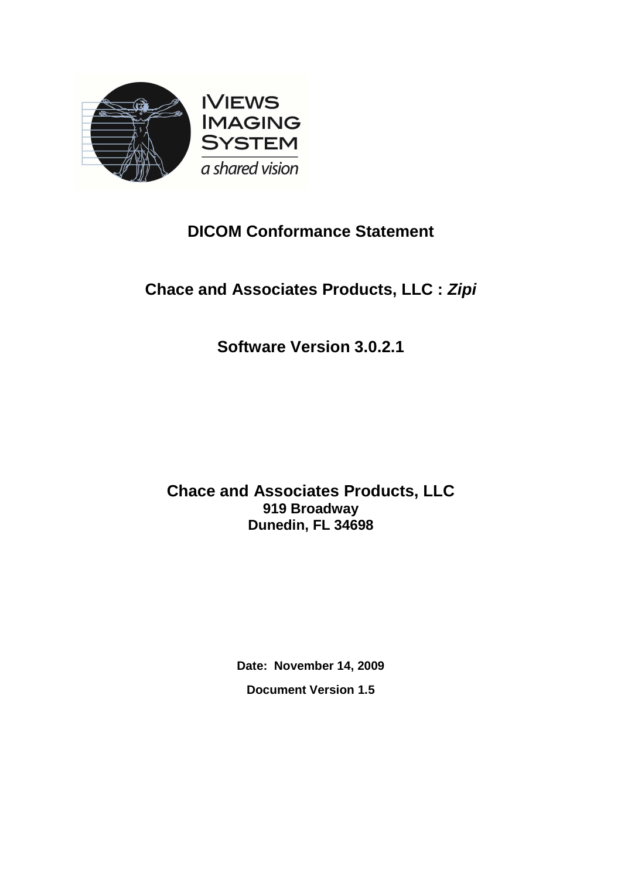# DICOM Conformance Statement

## Chace and Associates Products, LLC : *Zipi*

## Software Version 3.0.2.1

**Chace and Associates Products, LLC**
**919 Broadway**
**Dunedin, FL 34698**

**Date: November 14, 2009**

**Document Version 1.5**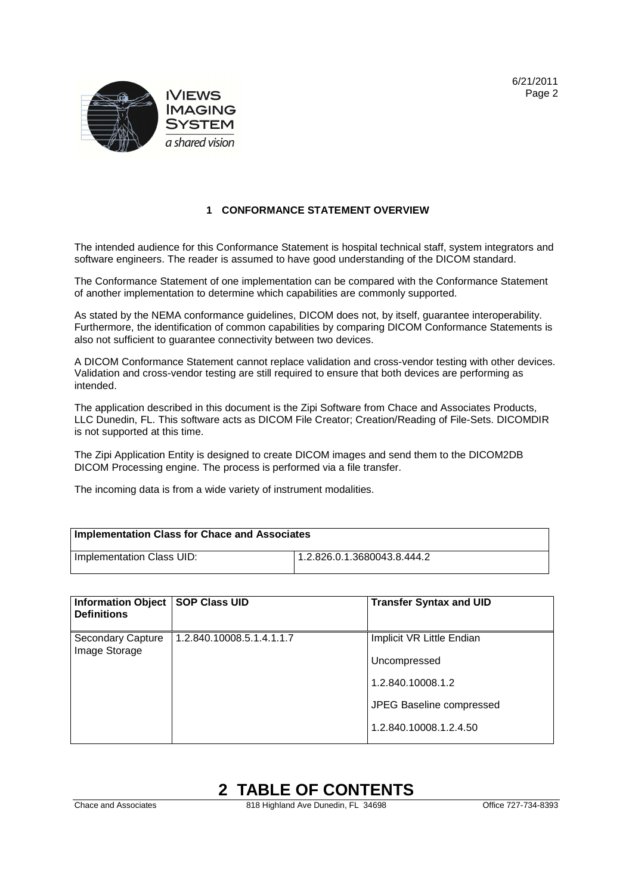## 1 CONFORMANCE STATEMENT OVERVIEW

The intended audience for this Conformance Statement is hospital technical staff, system integrators and software engineers. The reader is assumed to have good understanding of the DICOM standard.

The Conformance Statement of one implementation can be compared with the Conformance Statement of another implementation to determine which capabilities are commonly supported.

As stated by the NEMA conformance guidelines, DICOM does not, by itself, guarantee interoperability. Furthermore, the identification of common capabilities by comparing DICOM Conformance Statements is also not sufficient to guarantee connectivity between two devices.

A DICOM Conformance Statement cannot replace validation and cross-vendor testing with other devices. Validation and cross-vendor testing are still required to ensure that both devices are performing as intended.

The application described in this document is the Zipi Software from Chace and Associates Products, LLC Dunedin, FL. This software acts as DICOM File Creator; Creation/Reading of File-Sets. DICOMDIR is not supported at this time.

The Zipi Application Entity is designed to create DICOM images and send them to the DICOM2DB DICOM Processing engine. The process is performed via a file transfer.

The incoming data is from a wide variety of instrument modalities.

| **Implementation Class for Chace and Associates** | |
|---|---|
| Implementation Class UID: | 1.2.826.0.1.3680043.8.444.2 |

| **Information Object Definitions** | **SOP Class UID** | **Transfer Syntax and UID** |
|---|---|---|
| Secondary Capture Image Storage | 1.2.840.10008.5.1.4.1.1.7 | Implicit VR Little Endian<br>Uncompressed<br>1.2.840.10008.1.2<br>JPEG Baseline compressed<br>1.2.840.10008.1.2.4.50 |

## 2 TABLE OF CONTENTS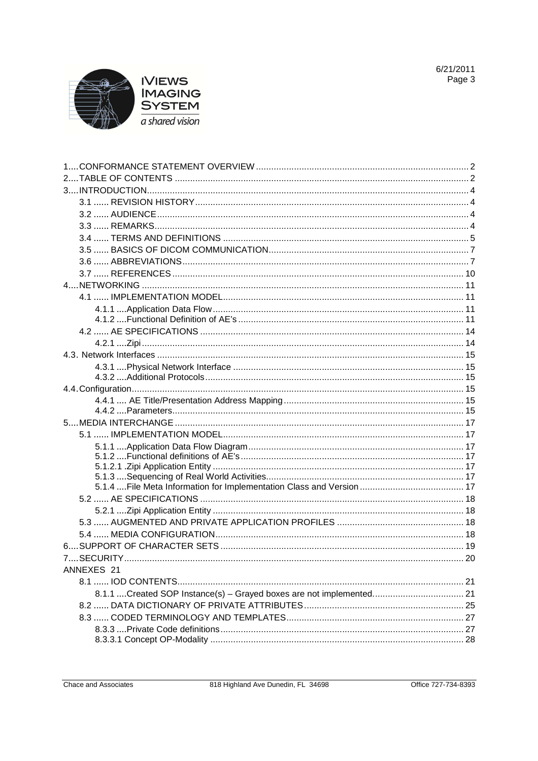1....CONFORMANCE STATEMENT OVERVIEW ..... 2
2....TABLE OF CONTENTS ..... 2
3....INTRODUCTION ..... 4
- 3.1 ...... REVISION HISTORY ..... 4
- 3.2 ...... AUDIENCE ..... 4
- 3.3 ...... REMARKS ..... 4
- 3.4 ...... TERMS AND DEFINITIONS ..... 5
- 3.5 ...... BASICS OF DICOM COMMUNICATION ..... 7
- 3.6 ...... ABBREVIATIONS ..... 7
- 3.7 ...... REFERENCES ..... 10

4....NETWORKING ..... 11
- 4.1 ...... IMPLEMENTATION MODEL ..... 11
  - 4.1.1 ....Application Data Flow ..... 11
  - 4.1.2 ....Functional Definition of AE's ..... 11
- 4.2 ...... AE SPECIFICATIONS ..... 14
  - 4.2.1 ....Zipi ..... 14

4.3. Network Interfaces ..... 15
- 4.3.1 ....Physical Network Interface ..... 15
- 4.3.2 ....Additional Protocols ..... 15

4.4.Configuration ..... 15
- 4.4.1 .... AE Title/Presentation Address Mapping ..... 15
- 4.4.2 ....Parameters ..... 15

5....MEDIA INTERCHANGE ..... 17
- 5.1 ...... IMPLEMENTATION MODEL ..... 17
  - 5.1.1 ....Application Data Flow Diagram ..... 17
  - 5.1.2 ....Functional definitions of AE's ..... 17
  - 5.1.2.1 .Zipi Application Entity ..... 17
  - 5.1.3 ....Sequencing of Real World Activities ..... 17
  - 5.1.4 ....File Meta Information for Implementation Class and Version ..... 17
- 5.2 ...... AE SPECIFICATIONS ..... 18
  - 5.2.1 ....Zipi Application Entity ..... 18
- 5.3 ...... AUGMENTED AND PRIVATE APPLICATION PROFILES ..... 18
- 5.4 ...... MEDIA CONFIGURATION ..... 18

6....SUPPORT OF CHARACTER SETS ..... 19

7....SECURITY ..... 20

ANNEXES 21
- 8.1 ...... IOD CONTENTS ..... 21
  - 8.1.1 ....Created SOP Instance(s) – Grayed boxes are not implemented. ..... 21
- 8.2 ...... DATA DICTIONARY OF PRIVATE ATTRIBUTES ..... 25
- 8.3 ...... CODED TERMINOLOGY AND TEMPLATES ..... 27
  - 8.3.3 ....Private Code definitions ..... 27
  - 8.3.3.1 Concept OP-Modality ..... 28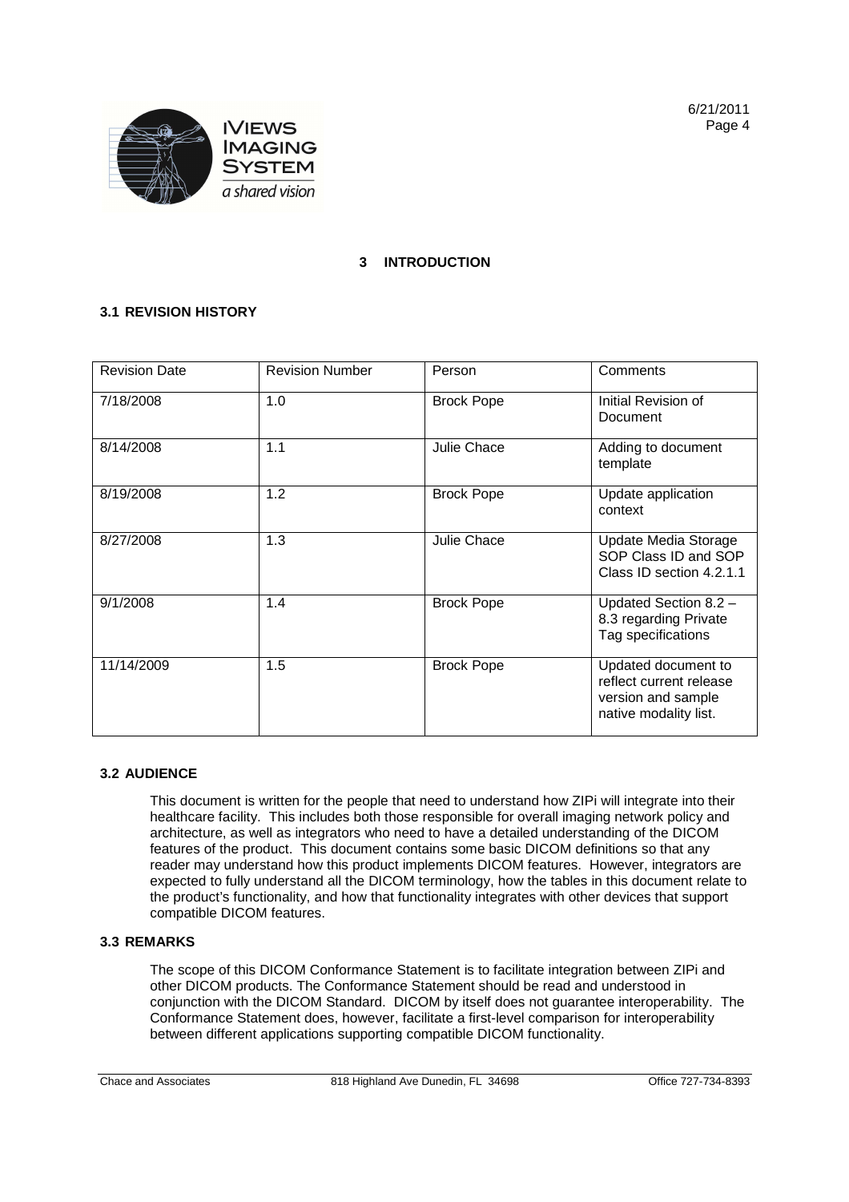# 3 INTRODUCTION

## 3.1 REVISION HISTORY

| Revision Date | Revision Number | Person | Comments |
|---|---|---|---|
| 7/18/2008 | 1.0 | Brock Pope | Initial Revision of Document |
| 8/14/2008 | 1.1 | Julie Chace | Adding to document template |
| 8/19/2008 | 1.2 | Brock Pope | Update application context |
| 8/27/2008 | 1.3 | Julie Chace | Update Media Storage SOP Class ID and SOP Class ID section 4.2.1.1 |
| 9/1/2008 | 1.4 | Brock Pope | Updated Section 8.2 – 8.3 regarding Private Tag specifications |
| 11/14/2009 | 1.5 | Brock Pope | Updated document to reflect current release version and sample native modality list. |

## 3.2 AUDIENCE

This document is written for the people that need to understand how ZIPi will integrate into their healthcare facility. This includes both those responsible for overall imaging network policy and architecture, as well as integrators who need to have a detailed understanding of the DICOM features of the product. This document contains some basic DICOM definitions so that any reader may understand how this product implements DICOM features. However, integrators are expected to fully understand all the DICOM terminology, how the tables in this document relate to the product's functionality, and how that functionality integrates with other devices that support compatible DICOM features.

## 3.3 REMARKS

The scope of this DICOM Conformance Statement is to facilitate integration between ZIPi and other DICOM products. The Conformance Statement should be read and understood in conjunction with the DICOM Standard. DICOM by itself does not guarantee interoperability. The Conformance Statement does, however, facilitate a first-level comparison for interoperability between different applications supporting compatible DICOM functionality.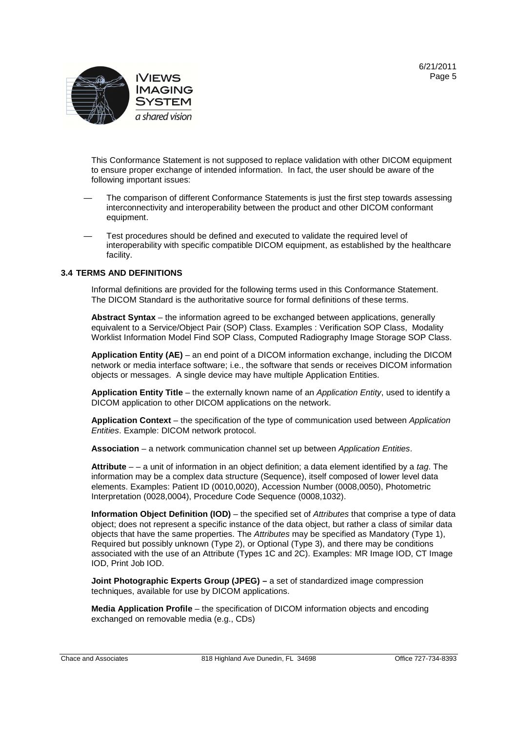This Conformance Statement is not supposed to replace validation with other DICOM equipment to ensure proper exchange of intended information. In fact, the user should be aware of the following important issues:

- The comparison of different Conformance Statements is just the first step towards assessing interconnectivity and interoperability between the product and other DICOM conformant equipment.
- Test procedures should be defined and executed to validate the required level of interoperability with specific compatible DICOM equipment, as established by the healthcare facility.

## 3.4 TERMS AND DEFINITIONS

Informal definitions are provided for the following terms used in this Conformance Statement. The DICOM Standard is the authoritative source for formal definitions of these terms.

**Abstract Syntax** – the information agreed to be exchanged between applications, generally equivalent to a Service/Object Pair (SOP) Class. Examples : Verification SOP Class, Modality Worklist Information Model Find SOP Class, Computed Radiography Image Storage SOP Class.

**Application Entity (AE)** – an end point of a DICOM information exchange, including the DICOM network or media interface software; i.e., the software that sends or receives DICOM information objects or messages. A single device may have multiple Application Entities.

**Application Entity Title** – the externally known name of an *Application Entity*, used to identify a DICOM application to other DICOM applications on the network.

**Application Context** – the specification of the type of communication used between *Application Entities*. Example: DICOM network protocol.

**Association** – a network communication channel set up between *Application Entities*.

**Attribute** – – a unit of information in an object definition; a data element identified by a *tag*. The information may be a complex data structure (Sequence), itself composed of lower level data elements. Examples: Patient ID (0010,0020), Accession Number (0008,0050), Photometric Interpretation (0028,0004), Procedure Code Sequence (0008,1032).

**Information Object Definition (IOD)** – the specified set of *Attributes* that comprise a type of data object; does not represent a specific instance of the data object, but rather a class of similar data objects that have the same properties. The *Attributes* may be specified as Mandatory (Type 1), Required but possibly unknown (Type 2), or Optional (Type 3), and there may be conditions associated with the use of an Attribute (Types 1C and 2C). Examples: MR Image IOD, CT Image IOD, Print Job IOD.

**Joint Photographic Experts Group (JPEG) –** a set of standardized image compression techniques, available for use by DICOM applications.

**Media Application Profile** – the specification of DICOM information objects and encoding exchanged on removable media (e.g., CDs)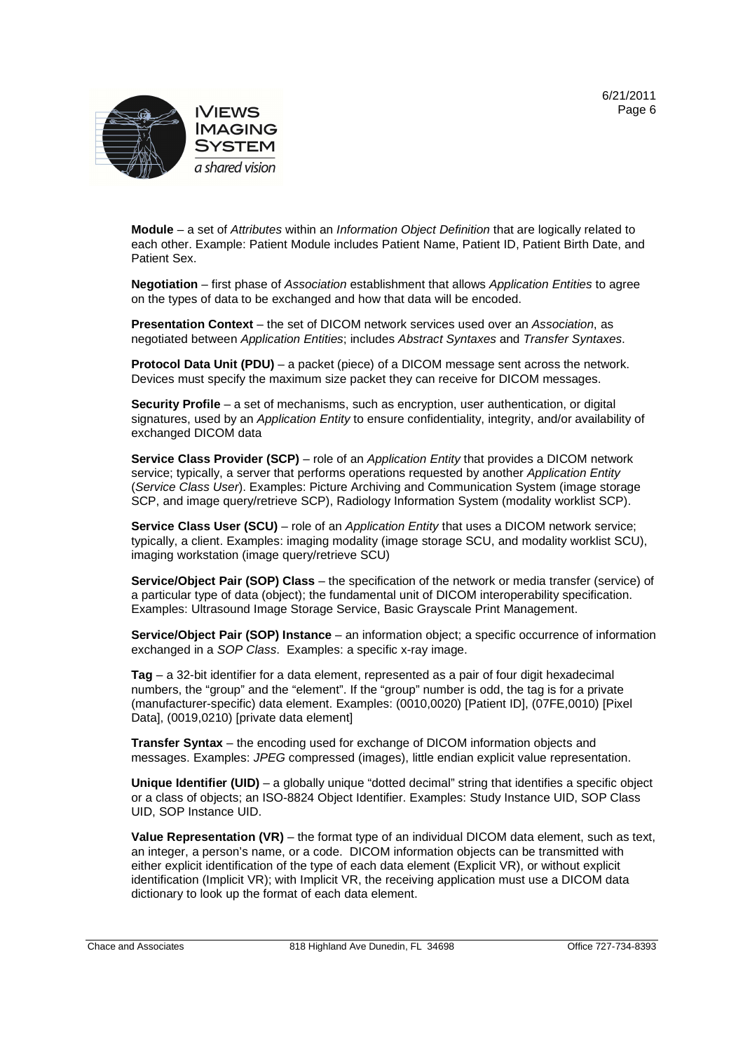**Module** – a set of *Attributes* within an *Information Object Definition* that are logically related to each other. Example: Patient Module includes Patient Name, Patient ID, Patient Birth Date, and Patient Sex.

**Negotiation** – first phase of *Association* establishment that allows *Application Entities* to agree on the types of data to be exchanged and how that data will be encoded.

**Presentation Context** – the set of DICOM network services used over an *Association*, as negotiated between *Application Entities*; includes *Abstract Syntaxes* and *Transfer Syntaxes*.

**Protocol Data Unit (PDU)** – a packet (piece) of a DICOM message sent across the network. Devices must specify the maximum size packet they can receive for DICOM messages.

**Security Profile** – a set of mechanisms, such as encryption, user authentication, or digital signatures, used by an *Application Entity* to ensure confidentiality, integrity, and/or availability of exchanged DICOM data

**Service Class Provider (SCP)** – role of an *Application Entity* that provides a DICOM network service; typically, a server that performs operations requested by another *Application Entity* (*Service Class User*). Examples: Picture Archiving and Communication System (image storage SCP, and image query/retrieve SCP), Radiology Information System (modality worklist SCP).

**Service Class User (SCU)** – role of an *Application Entity* that uses a DICOM network service; typically, a client. Examples: imaging modality (image storage SCU, and modality worklist SCU), imaging workstation (image query/retrieve SCU)

**Service/Object Pair (SOP) Class** – the specification of the network or media transfer (service) of a particular type of data (object); the fundamental unit of DICOM interoperability specification. Examples: Ultrasound Image Storage Service, Basic Grayscale Print Management.

**Service/Object Pair (SOP) Instance** – an information object; a specific occurrence of information exchanged in a *SOP Class*. Examples: a specific x-ray image.

**Tag** – a 32-bit identifier for a data element, represented as a pair of four digit hexadecimal numbers, the "group" and the "element". If the "group" number is odd, the tag is for a private (manufacturer-specific) data element. Examples: (0010,0020) [Patient ID], (07FE,0010) [Pixel Data], (0019,0210) [private data element]

**Transfer Syntax** – the encoding used for exchange of DICOM information objects and messages. Examples: *JPEG* compressed (images), little endian explicit value representation.

**Unique Identifier (UID)** – a globally unique "dotted decimal" string that identifies a specific object or a class of objects; an ISO-8824 Object Identifier. Examples: Study Instance UID, SOP Class UID, SOP Instance UID.

**Value Representation (VR)** – the format type of an individual DICOM data element, such as text, an integer, a person's name, or a code. DICOM information objects can be transmitted with either explicit identification of the type of each data element (Explicit VR), or without explicit identification (Implicit VR); with Implicit VR, the receiving application must use a DICOM data dictionary to look up the format of each data element.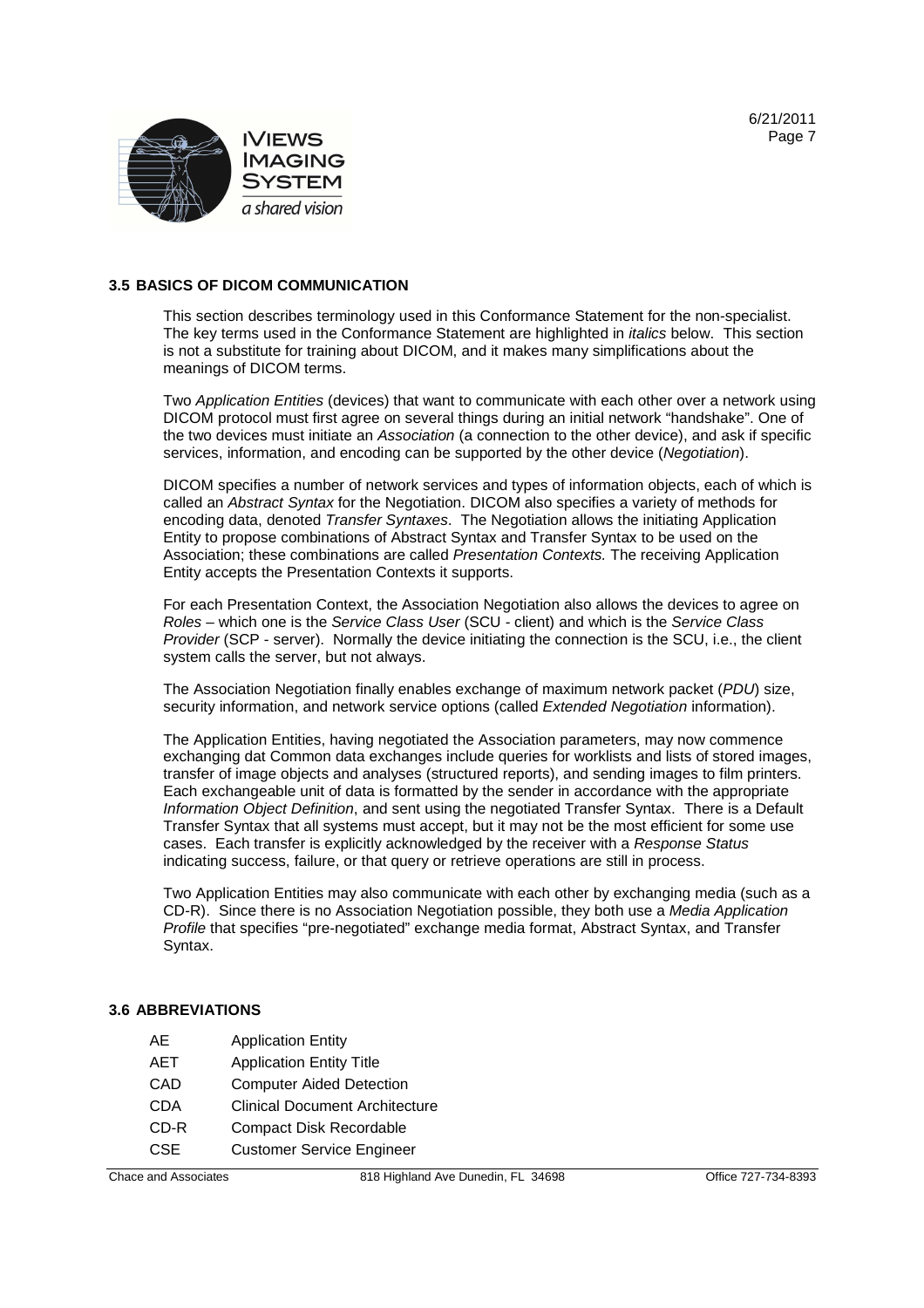## 3.5 BASICS OF DICOM COMMUNICATION

This section describes terminology used in this Conformance Statement for the non-specialist. The key terms used in the Conformance Statement are highlighted in *italics* below. This section is not a substitute for training about DICOM, and it makes many simplifications about the meanings of DICOM terms.

Two *Application Entities* (devices) that want to communicate with each other over a network using DICOM protocol must first agree on several things during an initial network "handshake". One of the two devices must initiate an *Association* (a connection to the other device), and ask if specific services, information, and encoding can be supported by the other device (*Negotiation*).

DICOM specifies a number of network services and types of information objects, each of which is called an *Abstract Syntax* for the Negotiation. DICOM also specifies a variety of methods for encoding data, denoted *Transfer Syntaxes*. The Negotiation allows the initiating Application Entity to propose combinations of Abstract Syntax and Transfer Syntax to be used on the Association; these combinations are called *Presentation Contexts.* The receiving Application Entity accepts the Presentation Contexts it supports.

For each Presentation Context, the Association Negotiation also allows the devices to agree on *Roles* – which one is the *Service Class User* (SCU - client) and which is the *Service Class Provider* (SCP - server). Normally the device initiating the connection is the SCU, i.e., the client system calls the server, but not always.

The Association Negotiation finally enables exchange of maximum network packet (*PDU*) size, security information, and network service options (called *Extended Negotiation* information).

The Application Entities, having negotiated the Association parameters, may now commence exchanging dat Common data exchanges include queries for worklists and lists of stored images, transfer of image objects and analyses (structured reports), and sending images to film printers. Each exchangeable unit of data is formatted by the sender in accordance with the appropriate *Information Object Definition*, and sent using the negotiated Transfer Syntax. There is a Default Transfer Syntax that all systems must accept, but it may not be the most efficient for some use cases. Each transfer is explicitly acknowledged by the receiver with a *Response Status* indicating success, failure, or that query or retrieve operations are still in process.

Two Application Entities may also communicate with each other by exchanging media (such as a CD-R). Since there is no Association Negotiation possible, they both use a *Media Application Profile* that specifies "pre-negotiated" exchange media format, Abstract Syntax, and Transfer Syntax.

## 3.6 ABBREVIATIONS

| | |
|---|---|
| AE | Application Entity |
| AET | Application Entity Title |
| CAD | Computer Aided Detection |
| CDA | Clinical Document Architecture |
| CD-R | Compact Disk Recordable |
| CSE | Customer Service Engineer |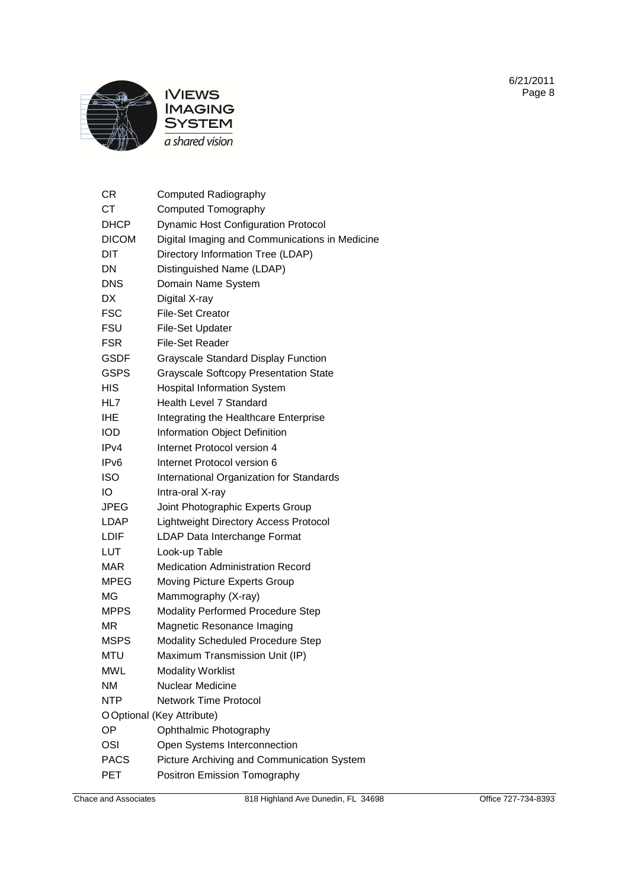| | |
|---|---|
| CR | Computed Radiography |
| CT | Computed Tomography |
| DHCP | Dynamic Host Configuration Protocol |
| DICOM | Digital Imaging and Communications in Medicine |
| DIT | Directory Information Tree (LDAP) |
| DN | Distinguished Name (LDAP) |
| DNS | Domain Name System |
| DX | Digital X-ray |
| FSC | File-Set Creator |
| FSU | File-Set Updater |
| FSR | File-Set Reader |
| GSDF | Grayscale Standard Display Function |
| GSPS | Grayscale Softcopy Presentation State |
| HIS | Hospital Information System |
| HL7 | Health Level 7 Standard |
| IHE | Integrating the Healthcare Enterprise |
| IOD | Information Object Definition |
| IPv4 | Internet Protocol version 4 |
| IPv6 | Internet Protocol version 6 |
| ISO | International Organization for Standards |
| IO | Intra-oral X-ray |
| JPEG | Joint Photographic Experts Group |
| LDAP | Lightweight Directory Access Protocol |
| LDIF | LDAP Data Interchange Format |
| LUT | Look-up Table |
| MAR | Medication Administration Record |
| MPEG | Moving Picture Experts Group |
| MG | Mammography (X-ray) |
| MPPS | Modality Performed Procedure Step |
| MR | Magnetic Resonance Imaging |
| MSPS | Modality Scheduled Procedure Step |
| MTU | Maximum Transmission Unit (IP) |
| MWL | Modality Worklist |
| NM | Nuclear Medicine |
| NTP | Network Time Protocol |
| O | Optional (Key Attribute) |
| OP | Ophthalmic Photography |
| OSI | Open Systems Interconnection |
| PACS | Picture Archiving and Communication System |
| PET | Positron Emission Tomography |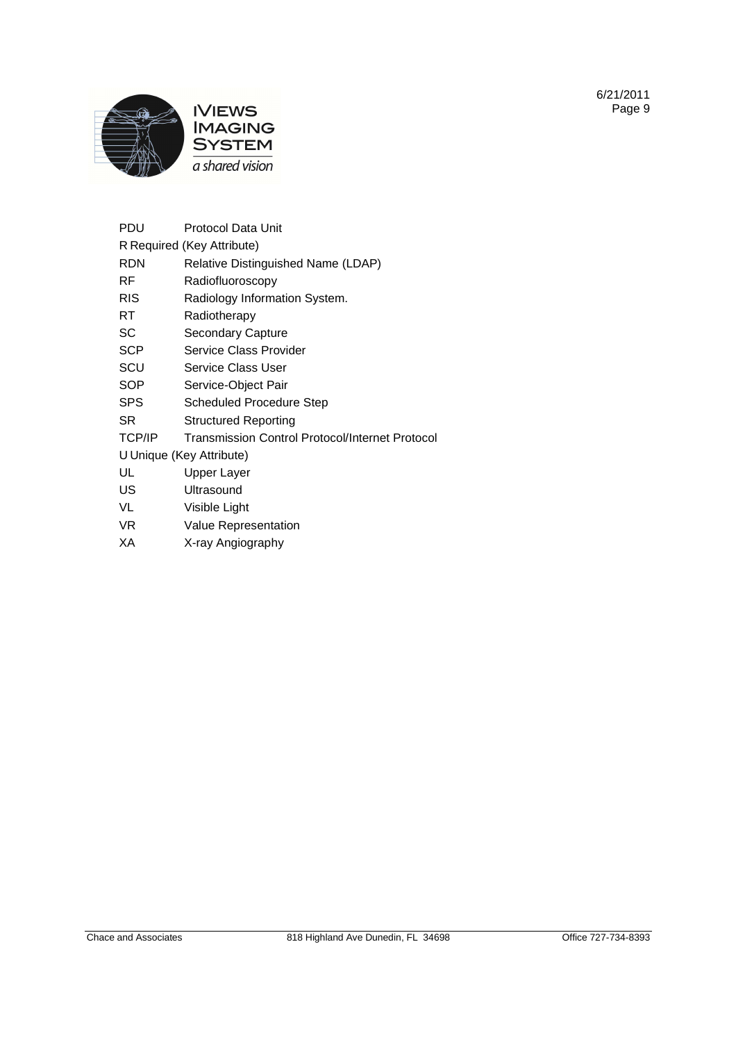| | |
|---|---|
| PDU | Protocol Data Unit |
| R Required (Key Attribute) | |
| RDN | Relative Distinguished Name (LDAP) |
| RF | Radiofluoroscopy |
| RIS | Radiology Information System. |
| RT | Radiotherapy |
| SC | Secondary Capture |
| SCP | Service Class Provider |
| SCU | Service Class User |
| SOP | Service-Object Pair |
| SPS | Scheduled Procedure Step |
| SR | Structured Reporting |
| TCP/IP | Transmission Control Protocol/Internet Protocol |
| U Unique (Key Attribute) | |
| UL | Upper Layer |
| US | Ultrasound |
| VL | Visible Light |
| VR | Value Representation |
| XA | X-ray Angiography |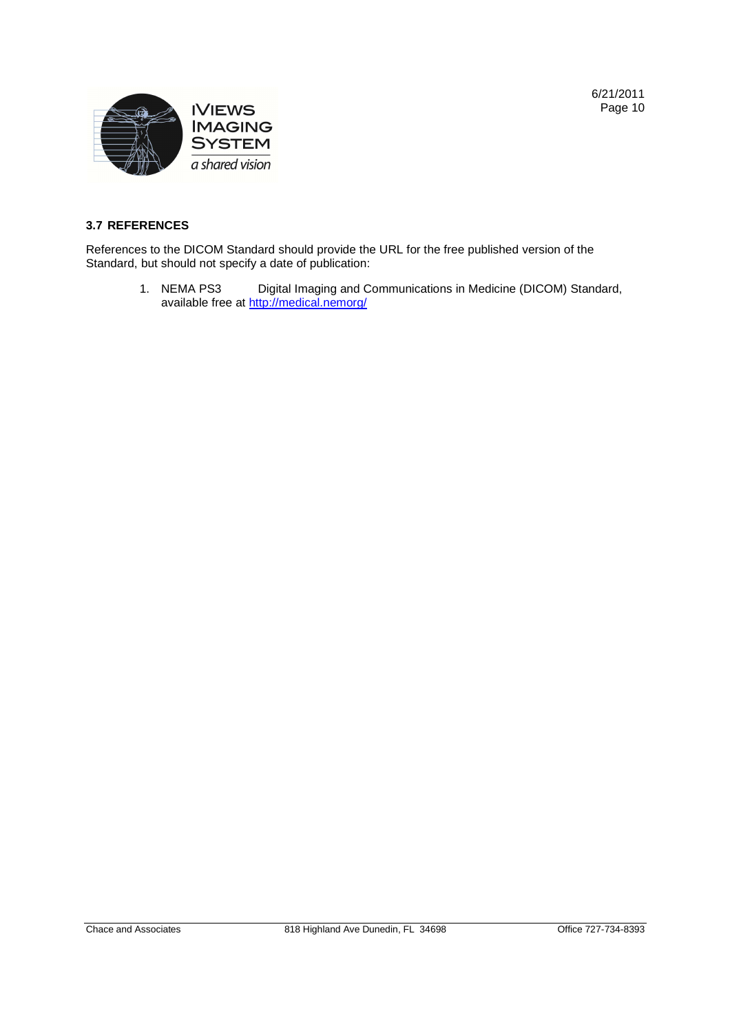### 3.7 REFERENCES

References to the DICOM Standard should provide the URL for the free published version of the Standard, but should not specify a date of publication:

1. NEMA PS3 Digital Imaging and Communications in Medicine (DICOM) Standard, available free at http://medical.nemorg/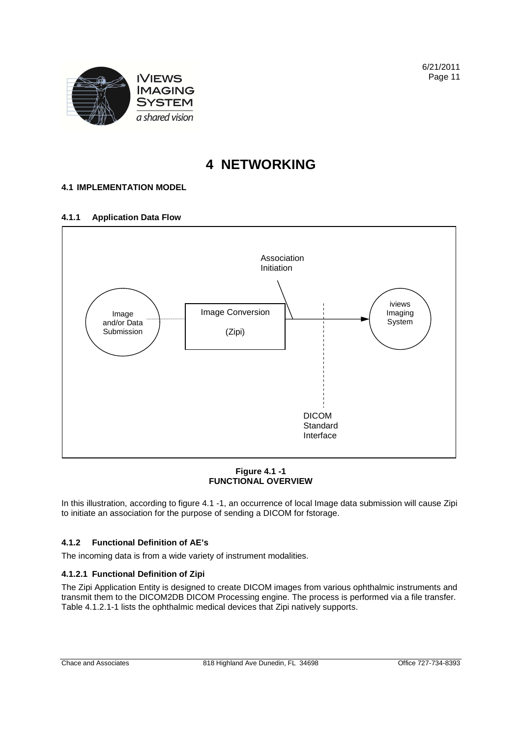# 4 NETWORKING

### 4.1 IMPLEMENTATION MODEL

#### 4.1.1 Application Data Flow

Association Initiation

Image and/or Data Submission

Image Conversion (Zipi)

iviews Imaging System

DICOM Standard Interface

**Figure 4.1 -1**
**FUNCTIONAL OVERVIEW**

In this illustration, according to figure 4.1 -1, an occurrence of local Image data submission will cause Zipi to initiate an association for the purpose of sending a DICOM for fstorage.

#### 4.1.2 Functional Definition of AE's

The incoming data is from a wide variety of instrument modalities.

##### 4.1.2.1 Functional Definition of Zipi

The Zipi Application Entity is designed to create DICOM images from various ophthalmic instruments and transmit them to the DICOM2DB DICOM Processing engine. The process is performed via a file transfer. Table 4.1.2.1-1 lists the ophthalmic medical devices that Zipi natively supports.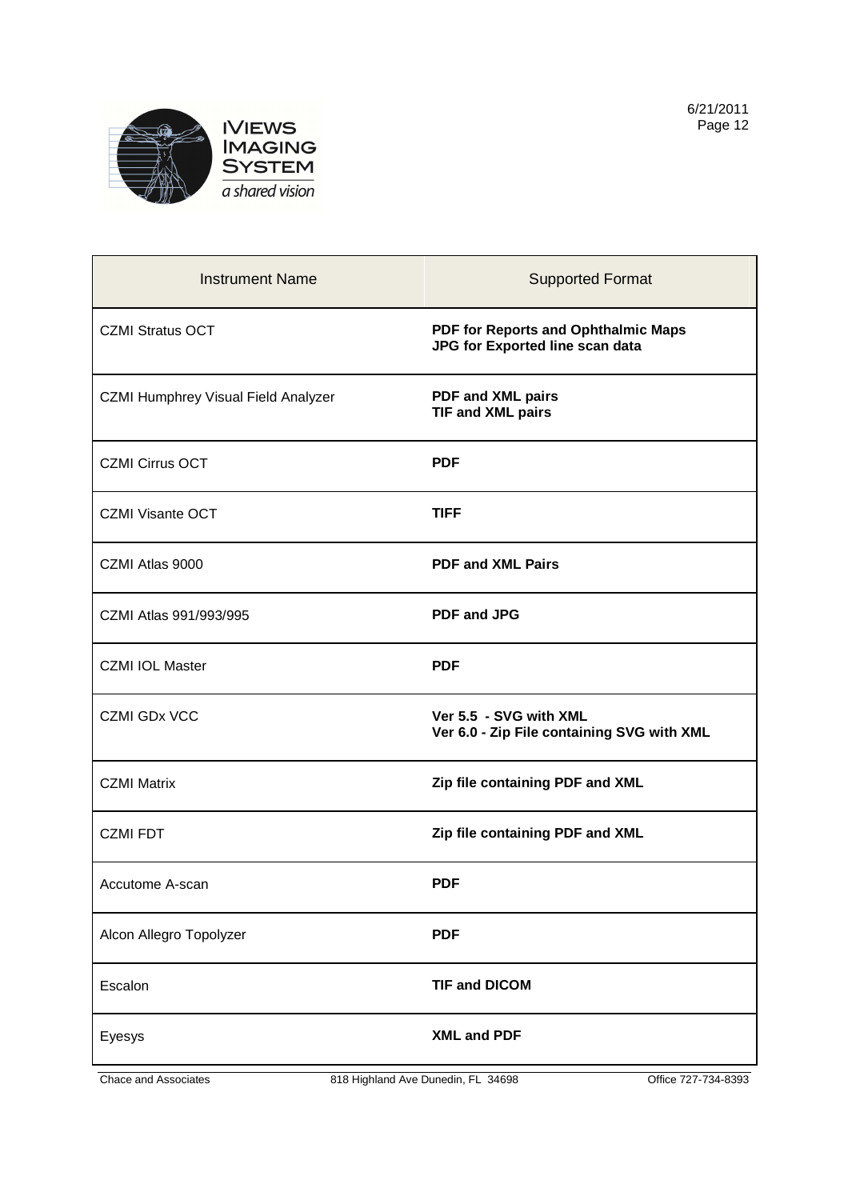| Instrument Name | Supported Format |
| --- | --- |
| CZMI Stratus OCT | **PDF for Reports and Ophthalmic Maps**<br>**JPG for Exported line scan data** |
| CZMI Humphrey Visual Field Analyzer | **PDF and XML pairs**<br>**TIF and XML pairs** |
| CZMI Cirrus OCT | **PDF** |
| CZMI Visante OCT | **TIFF** |
| CZMI Atlas 9000 | **PDF and XML Pairs** |
| CZMI Atlas 991/993/995 | **PDF and JPG** |
| CZMI IOL Master | **PDF** |
| CZMI GDx VCC | **Ver 5.5 - SVG with XML**<br>**Ver 6.0 - Zip File containing SVG with XML** |
| CZMI Matrix | **Zip file containing PDF and XML** |
| CZMI FDT | **Zip file containing PDF and XML** |
| Accutome A-scan | **PDF** |
| Alcon Allegro Topolyzer | **PDF** |
| Escalon | **TIF and DICOM** |
| Eyesys | **XML and PDF** |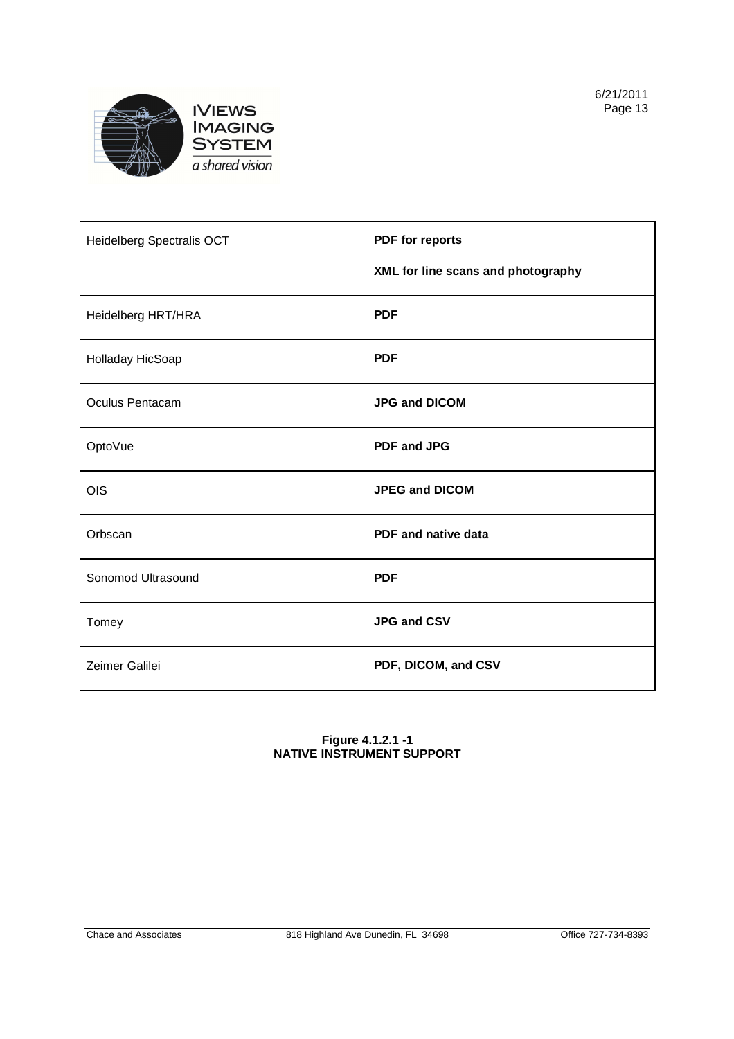| | |
|---|---|
| Heidelberg Spectralis OCT | **PDF for reports**<br>**XML for line scans and photography** |
| Heidelberg HRT/HRA | **PDF** |
| Holladay HicSoap | **PDF** |
| Oculus Pentacam | **JPG and DICOM** |
| OptoVue | **PDF and JPG** |
| OIS | **JPEG and DICOM** |
| Orbscan | **PDF and native data** |
| Sonomod Ultrasound | **PDF** |
| Tomey | **JPG and CSV** |
| Zeimer Galilei | **PDF, DICOM, and CSV** |

**Figure 4.1.2.1 -1**
**NATIVE INSTRUMENT SUPPORT**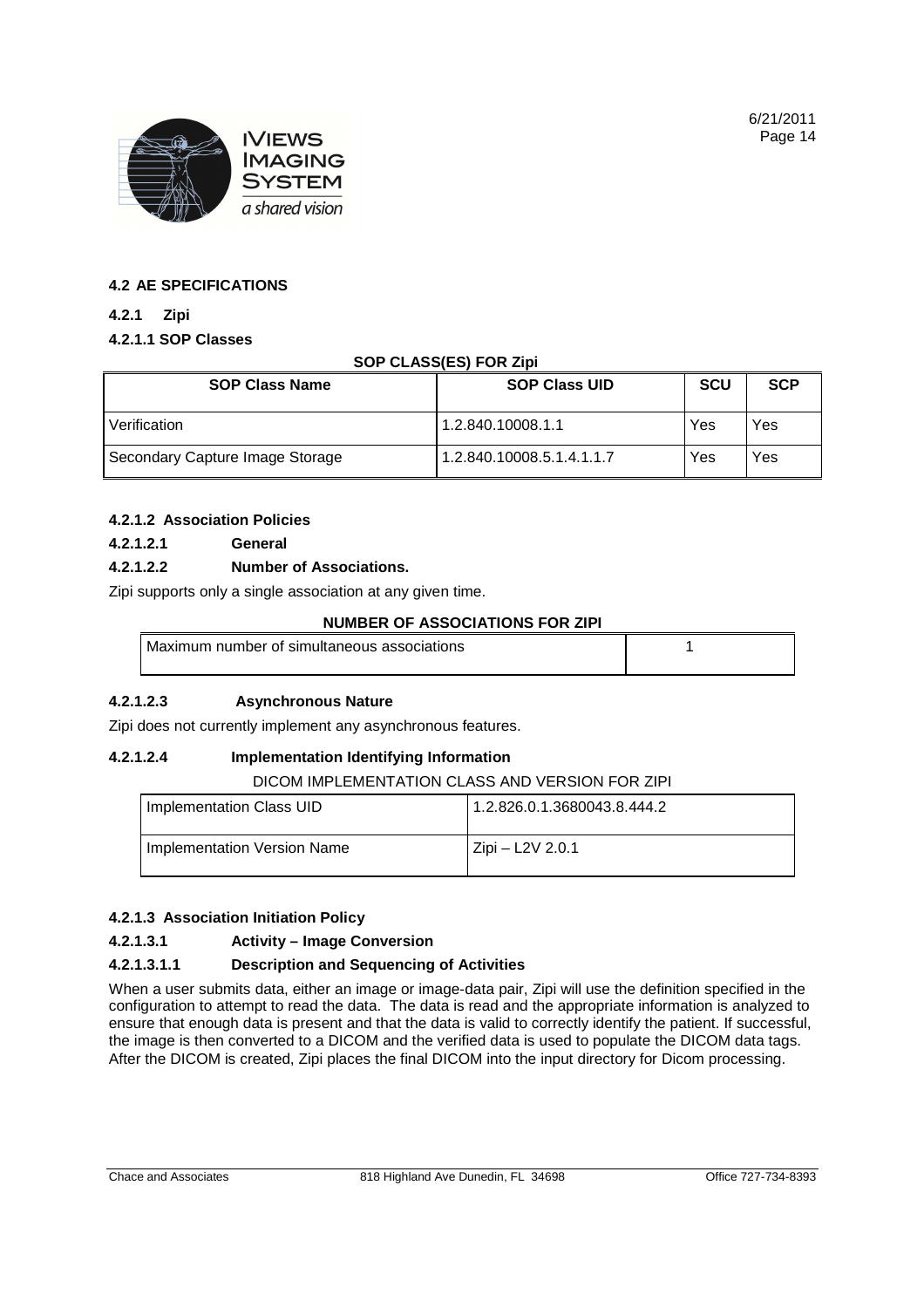## 4.2 AE SPECIFICATIONS

### 4.2.1 Zipi

#### 4.2.1.1 SOP Classes

**SOP CLASS(ES) FOR Zipi**

| SOP Class Name | SOP Class UID | SCU | SCP |
|---|---|---|---|
| Verification | 1.2.840.10008.1.1 | Yes | Yes |
| Secondary Capture Image Storage | 1.2.840.10008.5.1.4.1.1.7 | Yes | Yes |

#### 4.2.1.2 Association Policies

**4.2.1.2.1 General**

**4.2.1.2.2 Number of Associations.**

Zipi supports only a single association at any given time.

**NUMBER OF ASSOCIATIONS FOR ZIPI**

| Maximum number of simultaneous associations | 1 |
|---|---|

**4.2.1.2.3 Asynchronous Nature**

Zipi does not currently implement any asynchronous features.

**4.2.1.2.4 Implementation Identifying Information**

DICOM IMPLEMENTATION CLASS AND VERSION FOR ZIPI

| Implementation Class UID | 1.2.826.0.1.3680043.8.444.2 |
|---|---|
| Implementation Version Name | Zipi – L2V 2.0.1 |

#### 4.2.1.3 Association Initiation Policy

**4.2.1.3.1 Activity – Image Conversion**

**4.2.1.3.1.1 Description and Sequencing of Activities**

When a user submits data, either an image or image-data pair, Zipi will use the definition specified in the configuration to attempt to read the data. The data is read and the appropriate information is analyzed to ensure that enough data is present and that the data is valid to correctly identify the patient. If successful, the image is then converted to a DICOM and the verified data is used to populate the DICOM data tags. After the DICOM is created, Zipi places the final DICOM into the input directory for Dicom processing.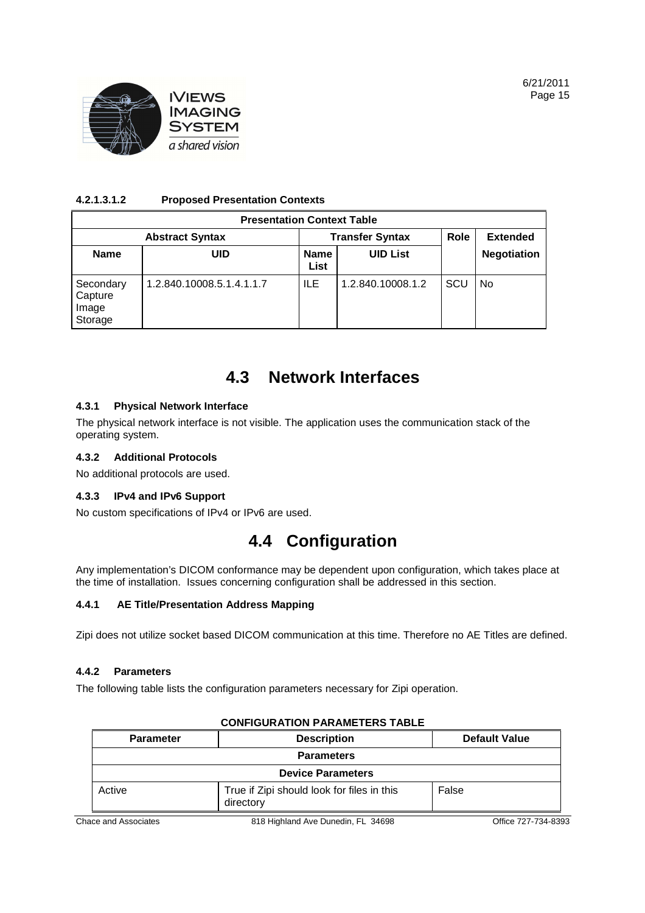#### 4.2.1.3.1.2 Proposed Presentation Contexts

| Presentation Context Table | | | | | |
|---|---|---|---|---|---|
| Abstract Syntax | | Transfer Syntax | | Role | Extended |
| Name | UID | Name List | UID List | | Negotiation |
| Secondary Capture Image Storage | 1.2.840.10008.5.1.4.1.1.7 | ILE | 1.2.840.10008.1.2 | SCU | No |

## 4.3 Network Interfaces

### 4.3.1 Physical Network Interface

The physical network interface is not visible. The application uses the communication stack of the operating system.

### 4.3.2 Additional Protocols

No additional protocols are used.

### 4.3.3 IPv4 and IPv6 Support

No custom specifications of IPv4 or IPv6 are used.

## 4.4 Configuration

Any implementation's DICOM conformance may be dependent upon configuration, which takes place at the time of installation. Issues concerning configuration shall be addressed in this section.

### 4.4.1 AE Title/Presentation Address Mapping

Zipi does not utilize socket based DICOM communication at this time. Therefore no AE Titles are defined.

### 4.4.2 Parameters

The following table lists the configuration parameters necessary for Zipi operation.

**CONFIGURATION PARAMETERS TABLE**

| Parameter | Description | Default Value |
|---|---|---|
| **Parameters** | | |
| **Device Parameters** | | |
| Active | True if Zipi should look for files in this directory | False |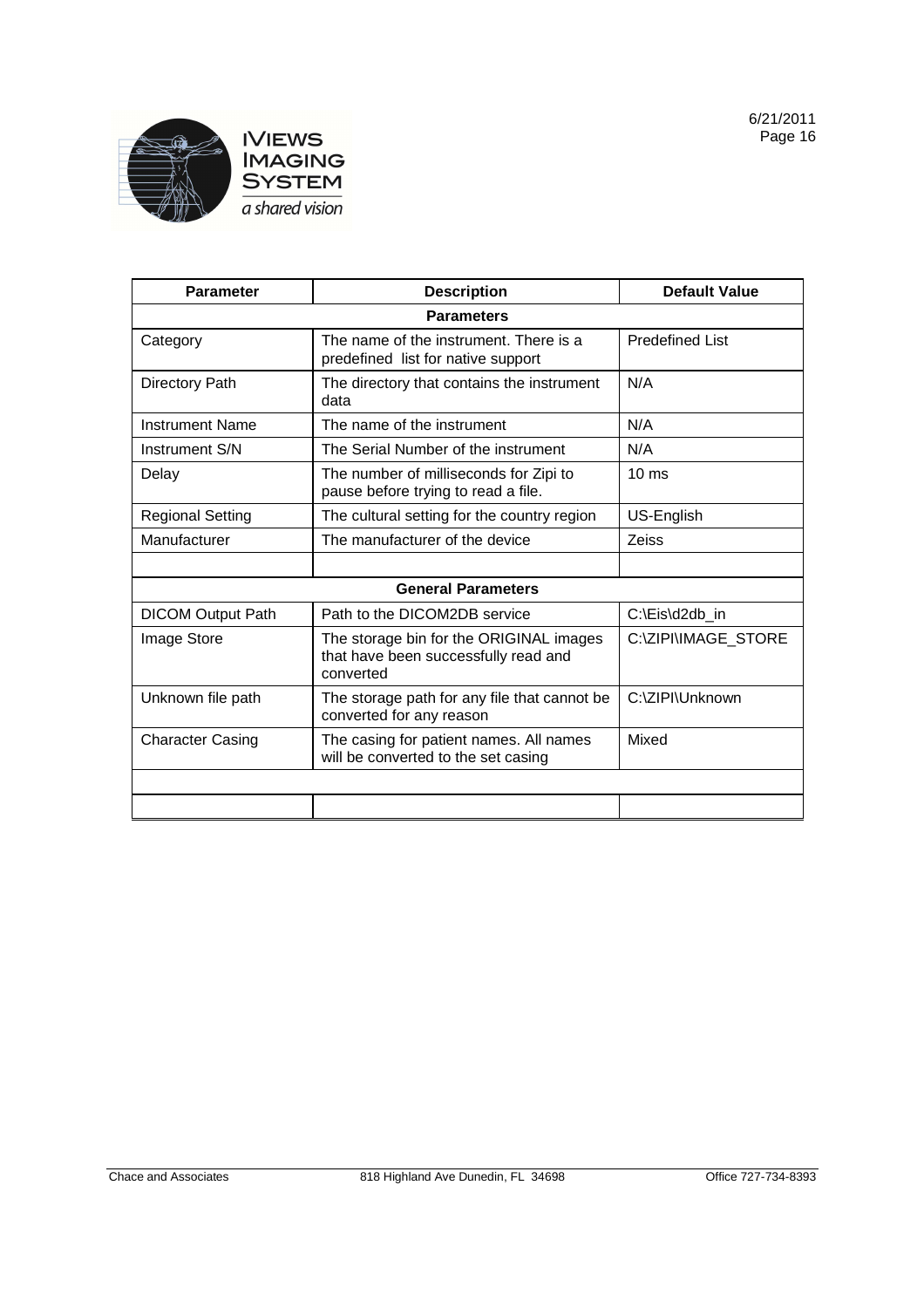| Parameter | Description | Default Value |
|---|---|---|
| **Parameters** | | |
| Category | The name of the instrument. There is a predefined list for native support | Predefined List |
| Directory Path | The directory that contains the instrument data | N/A |
| Instrument Name | The name of the instrument | N/A |
| Instrument S/N | The Serial Number of the instrument | N/A |
| Delay | The number of milliseconds for Zipi to pause before trying to read a file. | 10 ms |
| Regional Setting | The cultural setting for the country region | US-English |
| Manufacturer | The manufacturer of the device | Zeiss |
| | | |
| **General Parameters** | | |
| DICOM Output Path | Path to the DICOM2DB service | C:\Eis\d2db_in |
| Image Store | The storage bin for the ORIGINAL images that have been successfully read and converted | C:\ZIPI\IMAGE_STORE |
| Unknown file path | The storage path for any file that cannot be converted for any reason | C:\ZIPI\Unknown |
| Character Casing | The casing for patient names. All names will be converted to the set casing | Mixed |
| | | |
| | | |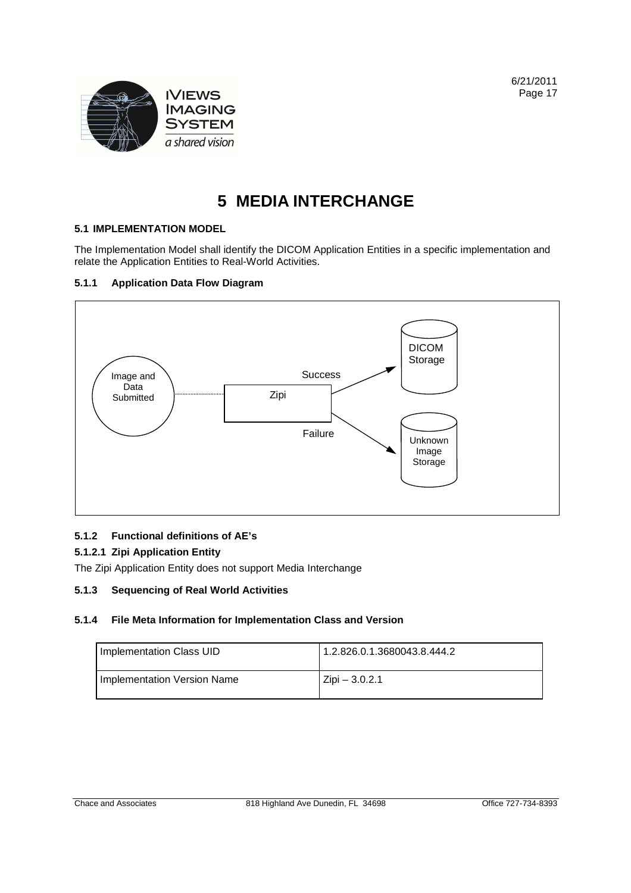# 5 MEDIA INTERCHANGE

## 5.1 IMPLEMENTATION MODEL

The Implementation Model shall identify the DICOM Application Entities in a specific implementation and relate the Application Entities to Real-World Activities.

### 5.1.1 Application Data Flow Diagram

Image and Data Submitted

Zipi

Success

Failure

DICOM Storage

Unknown Image Storage

### 5.1.2 Functional definitions of AE's

#### 5.1.2.1 Zipi Application Entity

The Zipi Application Entity does not support Media Interchange

### 5.1.3 Sequencing of Real World Activities

### 5.1.4 File Meta Information for Implementation Class and Version

| Implementation Class UID | 1.2.826.0.1.3680043.8.444.2 |
|---|---|
| Implementation Version Name | Zipi – 3.0.2.1 |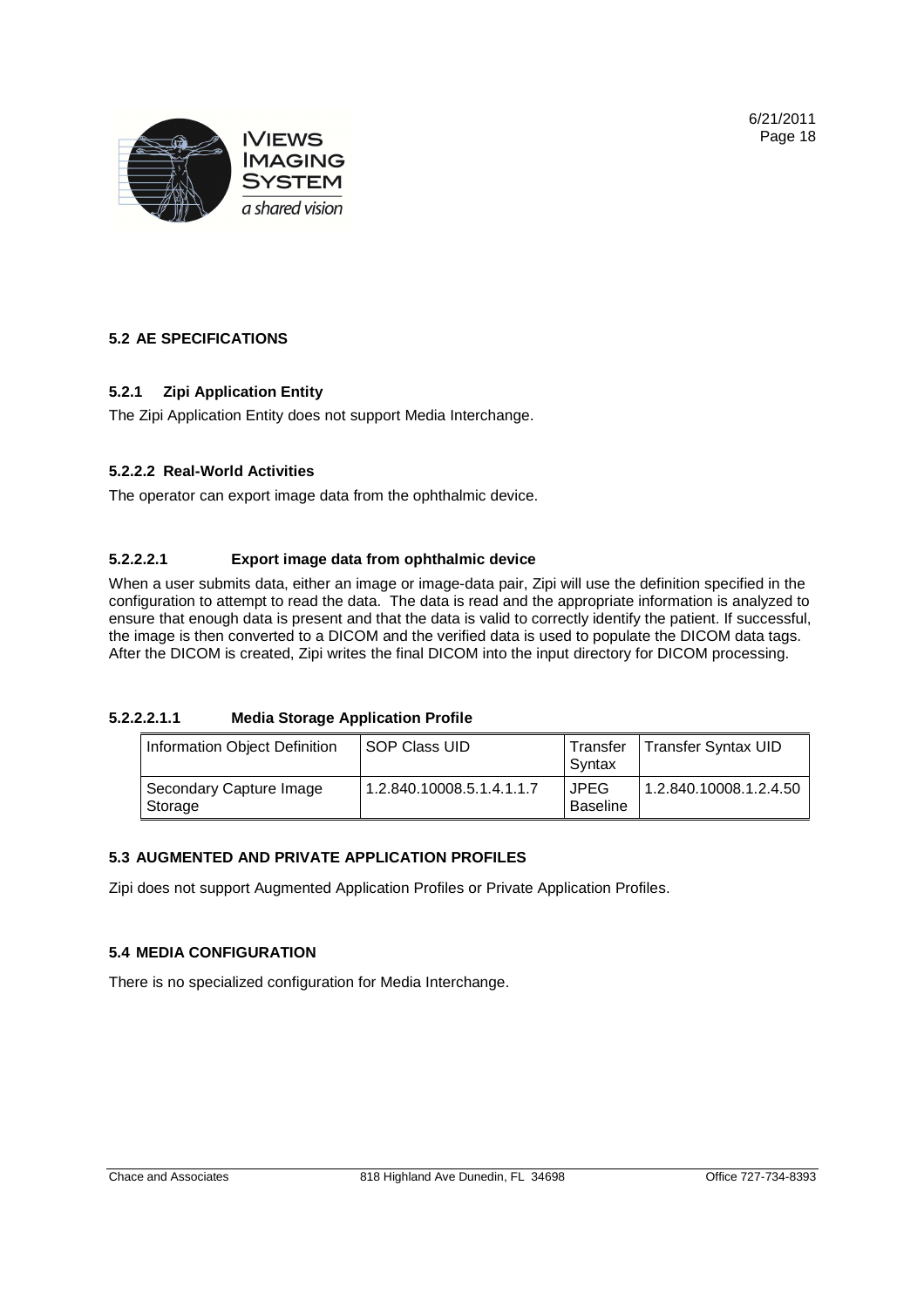## 5.2 AE SPECIFICATIONS

### 5.2.1 Zipi Application Entity

The Zipi Application Entity does not support Media Interchange.

#### 5.2.2.2 Real-World Activities

The operator can export image data from the ophthalmic device.

##### 5.2.2.2.1 Export image data from ophthalmic device

When a user submits data, either an image or image-data pair, Zipi will use the definition specified in the configuration to attempt to read the data. The data is read and the appropriate information is analyzed to ensure that enough data is present and that the data is valid to correctly identify the patient. If successful, the image is then converted to a DICOM and the verified data is used to populate the DICOM data tags. After the DICOM is created, Zipi writes the final DICOM into the input directory for DICOM processing.

###### 5.2.2.2.1.1 Media Storage Application Profile

| Information Object Definition | SOP Class UID | Transfer Syntax | Transfer Syntax UID |
|---|---|---|---|
| Secondary Capture Image Storage | 1.2.840.10008.5.1.4.1.1.7 | JPEG Baseline | 1.2.840.10008.1.2.4.50 |

## 5.3 AUGMENTED AND PRIVATE APPLICATION PROFILES

Zipi does not support Augmented Application Profiles or Private Application Profiles.

## 5.4 MEDIA CONFIGURATION

There is no specialized configuration for Media Interchange.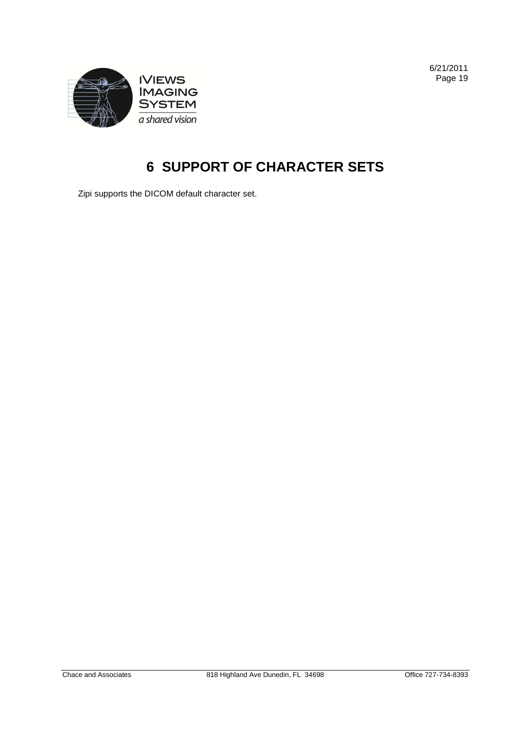# 6 SUPPORT OF CHARACTER SETS

Zipi supports the DICOM default character set.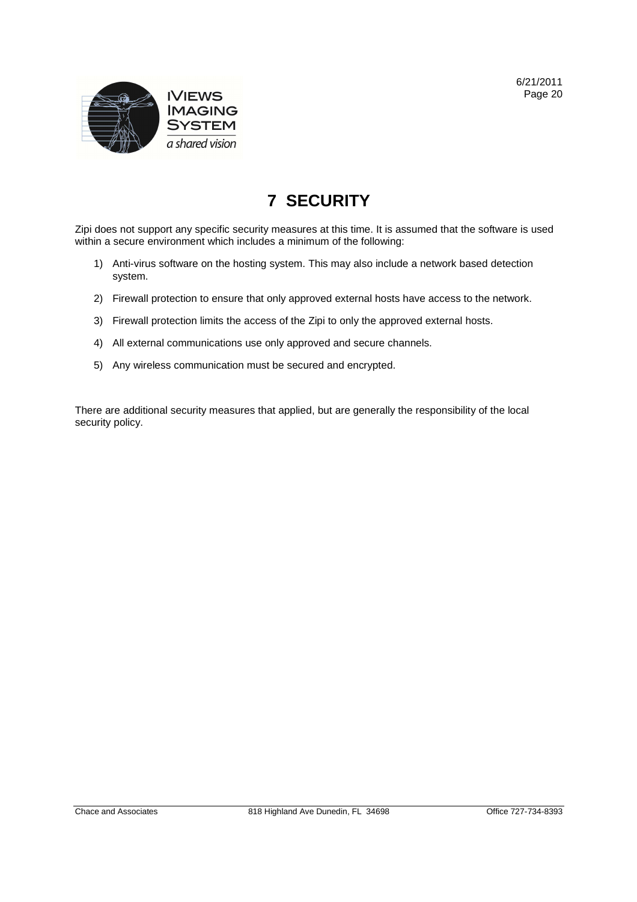# 7 SECURITY

Zipi does not support any specific security measures at this time. It is assumed that the software is used within a secure environment which includes a minimum of the following:

1) Anti-virus software on the hosting system. This may also include a network based detection system.
2) Firewall protection to ensure that only approved external hosts have access to the network.
3) Firewall protection limits the access of the Zipi to only the approved external hosts.
4) All external communications use only approved and secure channels.
5) Any wireless communication must be secured and encrypted.

There are additional security measures that applied, but are generally the responsibility of the local security policy.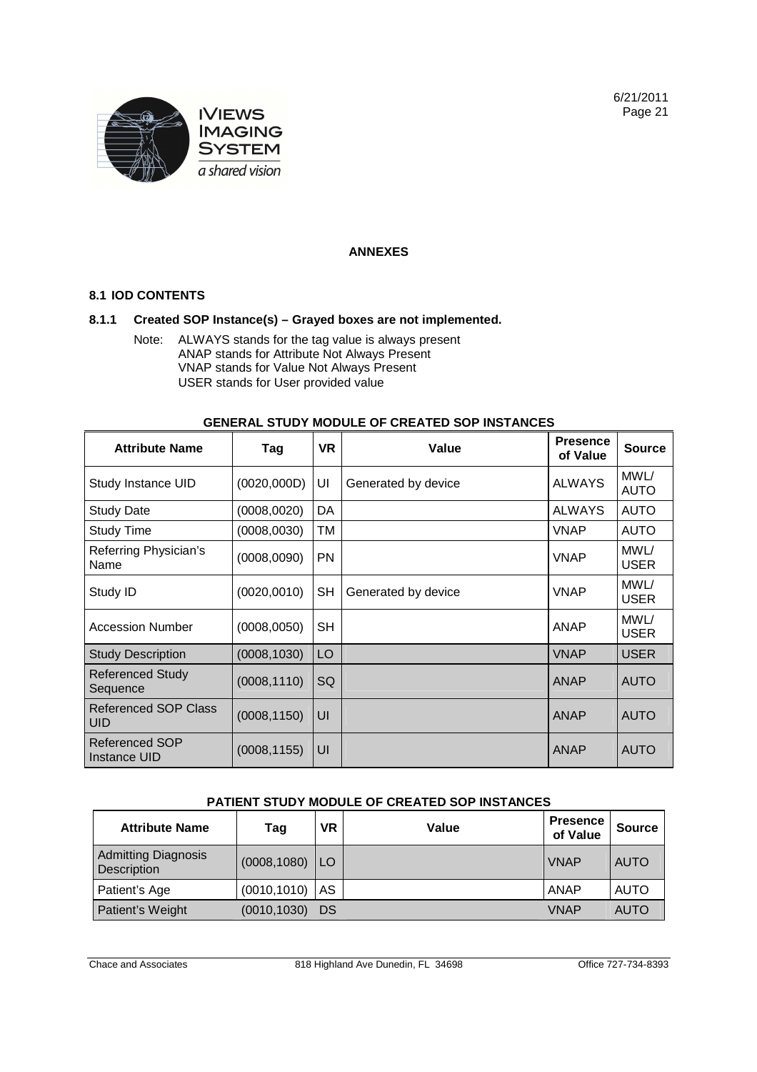## ANNEXES

### 8.1 IOD CONTENTS

#### 8.1.1 Created SOP Instance(s) – Grayed boxes are not implemented.

Note: ALWAYS stands for the tag value is always present
ANAP stands for Attribute Not Always Present
VNAP stands for Value Not Always Present
USER stands for User provided value

**GENERAL STUDY MODULE OF CREATED SOP INSTANCES**

| Attribute Name | Tag | VR | Value | Presence of Value | Source |
|---|---|---|---|---|---|
| Study Instance UID | (0020,000D) | UI | Generated by device | ALWAYS | MWL/ AUTO |
| Study Date | (0008,0020) | DA | | ALWAYS | AUTO |
| Study Time | (0008,0030) | TM | | VNAP | AUTO |
| Referring Physician's Name | (0008,0090) | PN | | VNAP | MWL/ USER |
| Study ID | (0020,0010) | SH | Generated by device | VNAP | MWL/ USER |
| Accession Number | (0008,0050) | SH | | ANAP | MWL/ USER |
| Study Description | (0008,1030) | LO | | VNAP | USER |
| Referenced Study Sequence | (0008,1110) | SQ | | ANAP | AUTO |
| Referenced SOP Class UID | (0008,1150) | UI | | ANAP | AUTO |
| Referenced SOP Instance UID | (0008,1155) | UI | | ANAP | AUTO |

**PATIENT STUDY MODULE OF CREATED SOP INSTANCES**

| Attribute Name | Tag | VR | Value | Presence of Value | Source |
|---|---|---|---|---|---|
| Admitting Diagnosis Description | (0008,1080) | LO | | VNAP | AUTO |
| Patient's Age | (0010,1010) | AS | | ANAP | AUTO |
| Patient's Weight | (0010,1030) | DS | | VNAP | AUTO |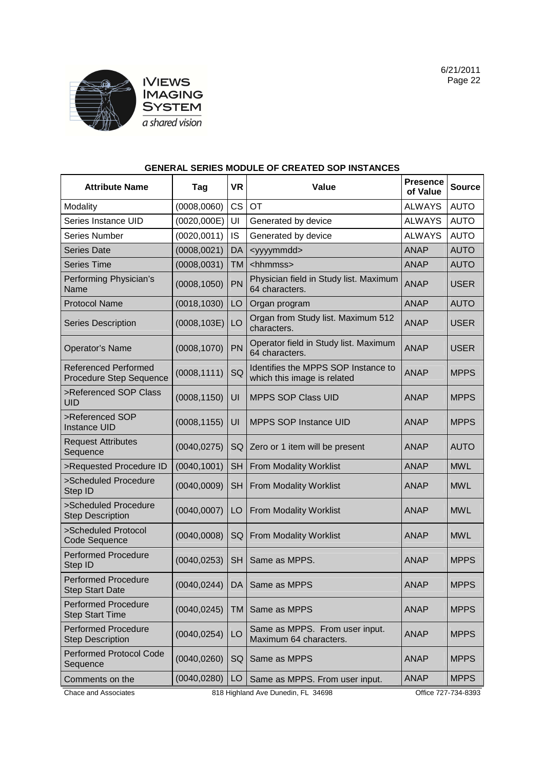**GENERAL SERIES MODULE OF CREATED SOP INSTANCES**

| Attribute Name | Tag | VR | Value | Presence of Value | Source |
|---|---|---|---|---|---|
| Modality | (0008,0060) | CS | OT | ALWAYS | AUTO |
| Series Instance UID | (0020,000E) | UI | Generated by device | ALWAYS | AUTO |
| Series Number | (0020,0011) | IS | Generated by device | ALWAYS | AUTO |
| Series Date | (0008,0021) | DA | <yyyymmdd> | ANAP | AUTO |
| Series Time | (0008,0031) | TM | <hhmmss> | ANAP | AUTO |
| Performing Physician's Name | (0008,1050) | PN | Physician field in Study list. Maximum 64 characters. | ANAP | USER |
| Protocol Name | (0018,1030) | LO | Organ program | ANAP | AUTO |
| Series Description | (0008,103E) | LO | Organ from Study list. Maximum 512 characters. | ANAP | USER |
| Operator's Name | (0008,1070) | PN | Operator field in Study list. Maximum 64 characters. | ANAP | USER |
| Referenced Performed Procedure Step Sequence | (0008,1111) | SQ | Identifies the MPPS SOP Instance to which this image is related | ANAP | MPPS |
| >Referenced SOP Class UID | (0008,1150) | UI | MPPS SOP Class UID | ANAP | MPPS |
| >Referenced SOP Instance UID | (0008,1155) | UI | MPPS SOP Instance UID | ANAP | MPPS |
| Request Attributes Sequence | (0040,0275) | SQ | Zero or 1 item will be present | ANAP | AUTO |
| >Requested Procedure ID | (0040,1001) | SH | From Modality Worklist | ANAP | MWL |
| >Scheduled Procedure Step ID | (0040,0009) | SH | From Modality Worklist | ANAP | MWL |
| >Scheduled Procedure Step Description | (0040,0007) | LO | From Modality Worklist | ANAP | MWL |
| >Scheduled Protocol Code Sequence | (0040,0008) | SQ | From Modality Worklist | ANAP | MWL |
| Performed Procedure Step ID | (0040,0253) | SH | Same as MPPS. | ANAP | MPPS |
| Performed Procedure Step Start Date | (0040,0244) | DA | Same as MPPS | ANAP | MPPS |
| Performed Procedure Step Start Time | (0040,0245) | TM | Same as MPPS | ANAP | MPPS |
| Performed Procedure Step Description | (0040,0254) | LO | Same as MPPS. From user input. Maximum 64 characters. | ANAP | MPPS |
| Performed Protocol Code Sequence | (0040,0260) | SQ | Same as MPPS | ANAP | MPPS |
| Comments on the | (0040,0280) | LO | Same as MPPS. From user input. | ANAP | MPPS |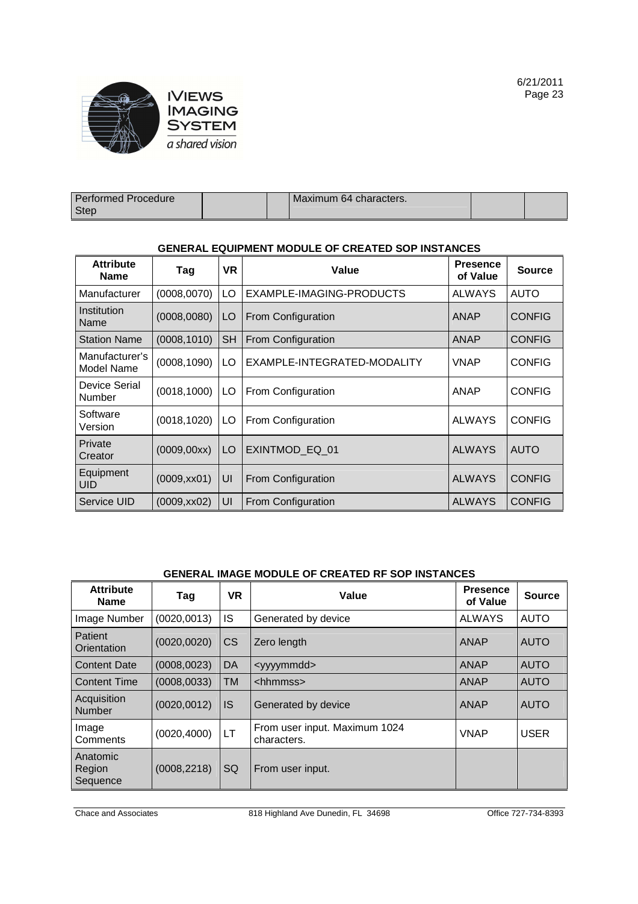| Performed Procedure Step | | | Maximum 64 characters. | | |
|---|---|---|---|---|---|

**GENERAL EQUIPMENT MODULE OF CREATED SOP INSTANCES**

| Attribute Name | Tag | VR | Value | Presence of Value | Source |
|---|---|---|---|---|---|
| Manufacturer | (0008,0070) | LO | EXAMPLE-IMAGING-PRODUCTS | ALWAYS | AUTO |
| Institution Name | (0008,0080) | LO | From Configuration | ANAP | CONFIG |
| Station Name | (0008,1010) | SH | From Configuration | ANAP | CONFIG |
| Manufacturer's Model Name | (0008,1090) | LO | EXAMPLE-INTEGRATED-MODALITY | VNAP | CONFIG |
| Device Serial Number | (0018,1000) | LO | From Configuration | ANAP | CONFIG |
| Software Version | (0018,1020) | LO | From Configuration | ALWAYS | CONFIG |
| Private Creator | (0009,00xx) | LO | EXINTMOD_EQ_01 | ALWAYS | AUTO |
| Equipment UID | (0009,xx01) | UI | From Configuration | ALWAYS | CONFIG |
| Service UID | (0009,xx02) | UI | From Configuration | ALWAYS | CONFIG |

**GENERAL IMAGE MODULE OF CREATED RF SOP INSTANCES**

| Attribute Name | Tag | VR | Value | Presence of Value | Source |
|---|---|---|---|---|---|
| Image Number | (0020,0013) | IS | Generated by device | ALWAYS | AUTO |
| Patient Orientation | (0020,0020) | CS | Zero length | ANAP | AUTO |
| Content Date | (0008,0023) | DA | <yyyymmdd> | ANAP | AUTO |
| Content Time | (0008,0033) | TM | <hhmmss> | ANAP | AUTO |
| Acquisition Number | (0020,0012) | IS | Generated by device | ANAP | AUTO |
| Image Comments | (0020,4000) | LT | From user input. Maximum 1024 characters. | VNAP | USER |
| Anatomic Region Sequence | (0008,2218) | SQ | From user input. | | |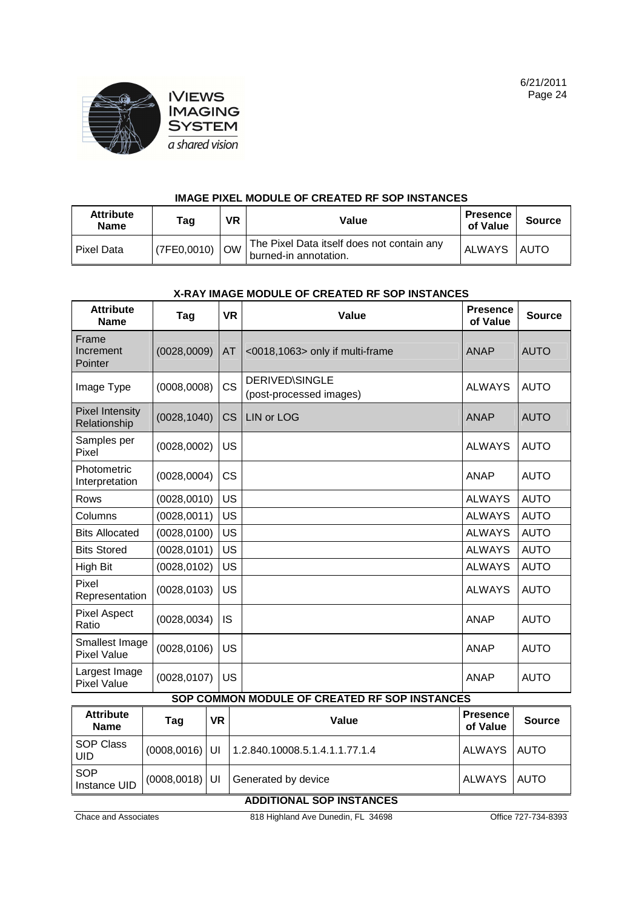### IMAGE PIXEL MODULE OF CREATED RF SOP INSTANCES

| Attribute Name | Tag | VR | Value | Presence of Value | Source |
|---|---|---|---|---|---|
| Pixel Data | (7FE0,0010) | OW | The Pixel Data itself does not contain any burned-in annotation. | ALWAYS | AUTO |

### X-RAY IMAGE MODULE OF CREATED RF SOP INSTANCES

| Attribute Name | Tag | VR | Value | Presence of Value | Source |
|---|---|---|---|---|---|
| Frame Increment Pointer | (0028,0009) | AT | <0018,1063> only if multi-frame | ANAP | AUTO |
| Image Type | (0008,0008) | CS | DERIVED\SINGLE (post-processed images) | ALWAYS | AUTO |
| Pixel Intensity Relationship | (0028,1040) | CS | LIN or LOG | ANAP | AUTO |
| Samples per Pixel | (0028,0002) | US | | ALWAYS | AUTO |
| Photometric Interpretation | (0028,0004) | CS | | ANAP | AUTO |
| Rows | (0028,0010) | US | | ALWAYS | AUTO |
| Columns | (0028,0011) | US | | ALWAYS | AUTO |
| Bits Allocated | (0028,0100) | US | | ALWAYS | AUTO |
| Bits Stored | (0028,0101) | US | | ALWAYS | AUTO |
| High Bit | (0028,0102) | US | | ALWAYS | AUTO |
| Pixel Representation | (0028,0103) | US | | ALWAYS | AUTO |
| Pixel Aspect Ratio | (0028,0034) | IS | | ANAP | AUTO |
| Smallest Image Pixel Value | (0028,0106) | US | | ANAP | AUTO |
| Largest Image Pixel Value | (0028,0107) | US | | ANAP | AUTO |

### SOP COMMON MODULE OF CREATED RF SOP INSTANCES

| Attribute Name | Tag | VR | Value | Presence of Value | Source |
|---|---|---|---|---|---|
| SOP Class UID | (0008,0016) | UI | 1.2.840.10008.5.1.4.1.1.77.1.4 | ALWAYS | AUTO |
| SOP Instance UID | (0008,0018) | UI | Generated by device | ALWAYS | AUTO |

### ADDITIONAL SOP INSTANCES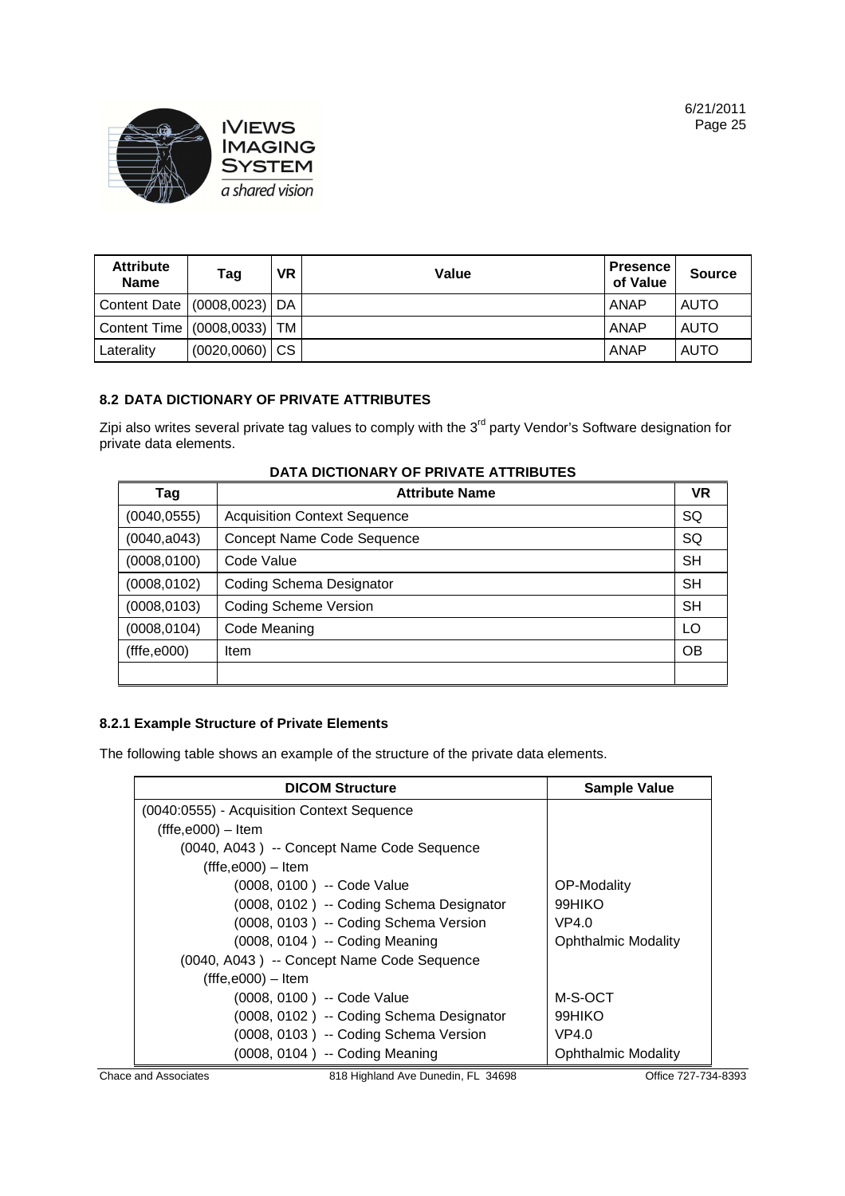| Attribute Name | Tag | VR | Value | Presence of Value | Source |
|---|---|---|---|---|---|
| Content Date | (0008,0023) | DA | | ANAP | AUTO |
| Content Time | (0008,0033) | TM | | ANAP | AUTO |
| Laterality | (0020,0060) | CS | | ANAP | AUTO |

### 8.2 DATA DICTIONARY OF PRIVATE ATTRIBUTES

Zipi also writes several private tag values to comply with the 3rd party Vendor's Software designation for private data elements.

**DATA DICTIONARY OF PRIVATE ATTRIBUTES**

| Tag | Attribute Name | VR |
|---|---|---|
| (0040,0555) | Acquisition Context Sequence | SQ |
| (0040,a043) | Concept Name Code Sequence | SQ |
| (0008,0100) | Code Value | SH |
| (0008,0102) | Coding Schema Designator | SH |
| (0008,0103) | Coding Scheme Version | SH |
| (0008,0104) | Code Meaning | LO |
| (fffe,e000) | Item | OB |
| | | |

#### 8.2.1 Example Structure of Private Elements

The following table shows an example of the structure of the private data elements.

| DICOM Structure | Sample Value |
|---|---|
| (0040:0555) - Acquisition Context Sequence | |
| (fffe,e000) – Item | |
| (0040, A043 ) -- Concept Name Code Sequence | |
| (fffe,e000) – Item | |
| (0008, 0100 ) -- Code Value | OP-Modality |
| (0008, 0102 ) -- Coding Schema Designator | 99HIKO |
| (0008, 0103 ) -- Coding Schema Version | VP4.0 |
| (0008, 0104 ) -- Coding Meaning | Ophthalmic Modality |
| (0040, A043 ) -- Concept Name Code Sequence | |
| (fffe,e000) – Item | |
| (0008, 0100 ) -- Code Value | M-S-OCT |
| (0008, 0102 ) -- Coding Schema Designator | 99HIKO |
| (0008, 0103 ) -- Coding Schema Version | VP4.0 |
| (0008, 0104 ) -- Coding Meaning | Ophthalmic Modality |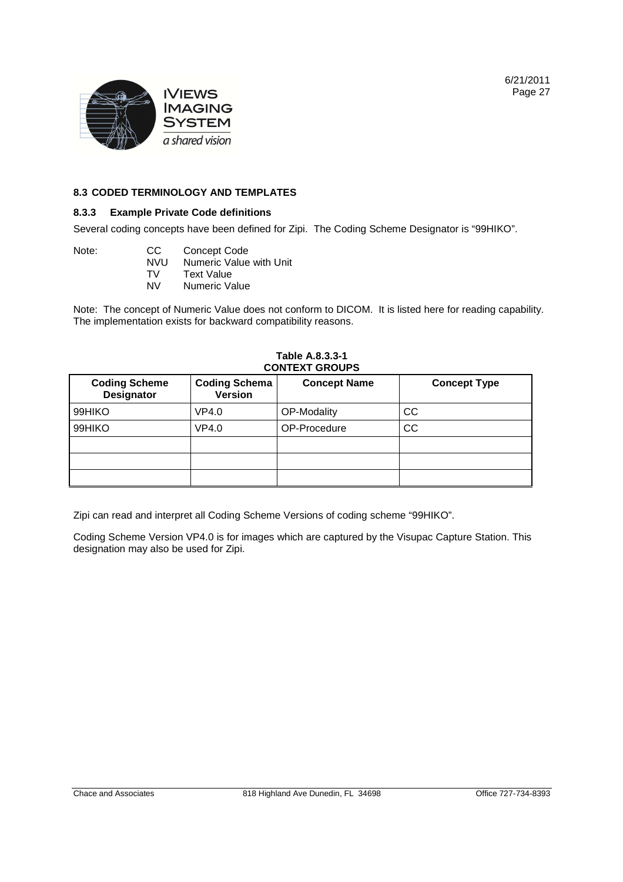### 8.3 CODED TERMINOLOGY AND TEMPLATES

#### 8.3.3 Example Private Code definitions

Several coding concepts have been defined for Zipi. The Coding Scheme Designator is "99HIKO".

Note:
- CC Concept Code
- NVU Numeric Value with Unit
- TV Text Value
- NV Numeric Value

Note: The concept of Numeric Value does not conform to DICOM. It is listed here for reading capability. The implementation exists for backward compatibility reasons.

**Table A.8.3.3-1**
**CONTEXT GROUPS**

| Coding Scheme Designator | Coding Schema Version | Concept Name | Concept Type |
|---|---|---|---|
| 99HIKO | VP4.0 | OP-Modality | CC |
| 99HIKO | VP4.0 | OP-Procedure | CC |
| | | | |
| | | | |
| | | | |

Zipi can read and interpret all Coding Scheme Versions of coding scheme "99HIKO".

Coding Scheme Version VP4.0 is for images which are captured by the Visupac Capture Station. This designation may also be used for Zipi.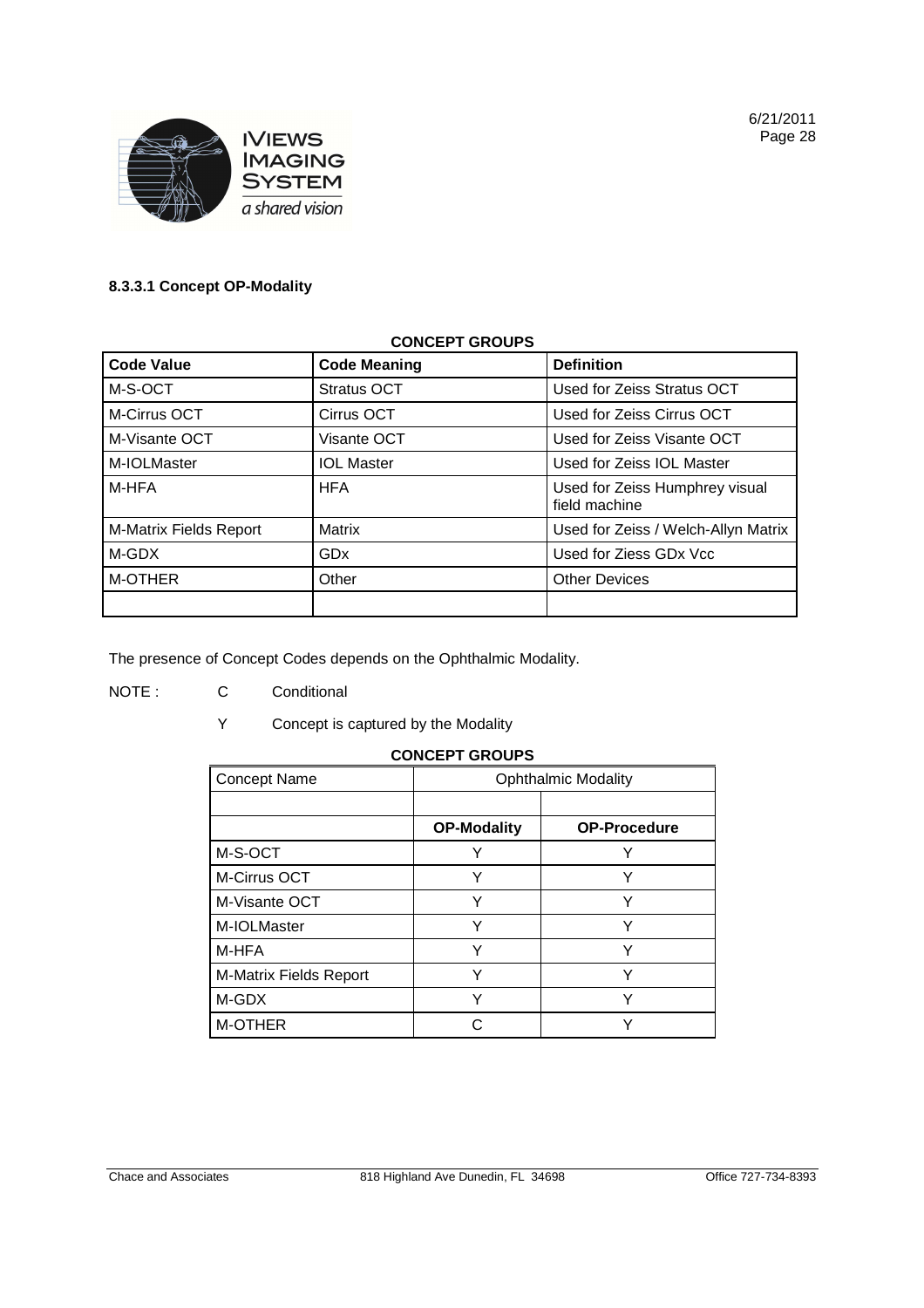#### 8.3.3.1 Concept OP-Modality

**CONCEPT GROUPS**

| Code Value | Code Meaning | Definition |
|---|---|---|
| M-S-OCT | Stratus OCT | Used for Zeiss Stratus OCT |
| M-Cirrus OCT | Cirrus OCT | Used for Zeiss Cirrus OCT |
| M-Visante OCT | Visante OCT | Used for Zeiss Visante OCT |
| M-IOLMaster | IOL Master | Used for Zeiss IOL Master |
| M-HFA | HFA | Used for Zeiss Humphrey visual field machine |
| M-Matrix Fields Report | Matrix | Used for Zeiss / Welch-Allyn Matrix |
| M-GDX | GDx | Used for Ziess GDx Vcc |
| M-OTHER | Other | Other Devices |
| | | |

The presence of Concept Codes depends on the Ophthalmic Modality.

NOTE : C Conditional

Y Concept is captured by the Modality

**CONCEPT GROUPS**

| Concept Name | Ophthalmic Modality | |
|---|---|---|
| | | |
| | **OP-Modality** | **OP-Procedure** |
| M-S-OCT | Y | Y |
| M-Cirrus OCT | Y | Y |
| M-Visante OCT | Y | Y |
| M-IOLMaster | Y | Y |
| M-HFA | Y | Y |
| M-Matrix Fields Report | Y | Y |
| M-GDX | Y | Y |
| M-OTHER | C | Y |